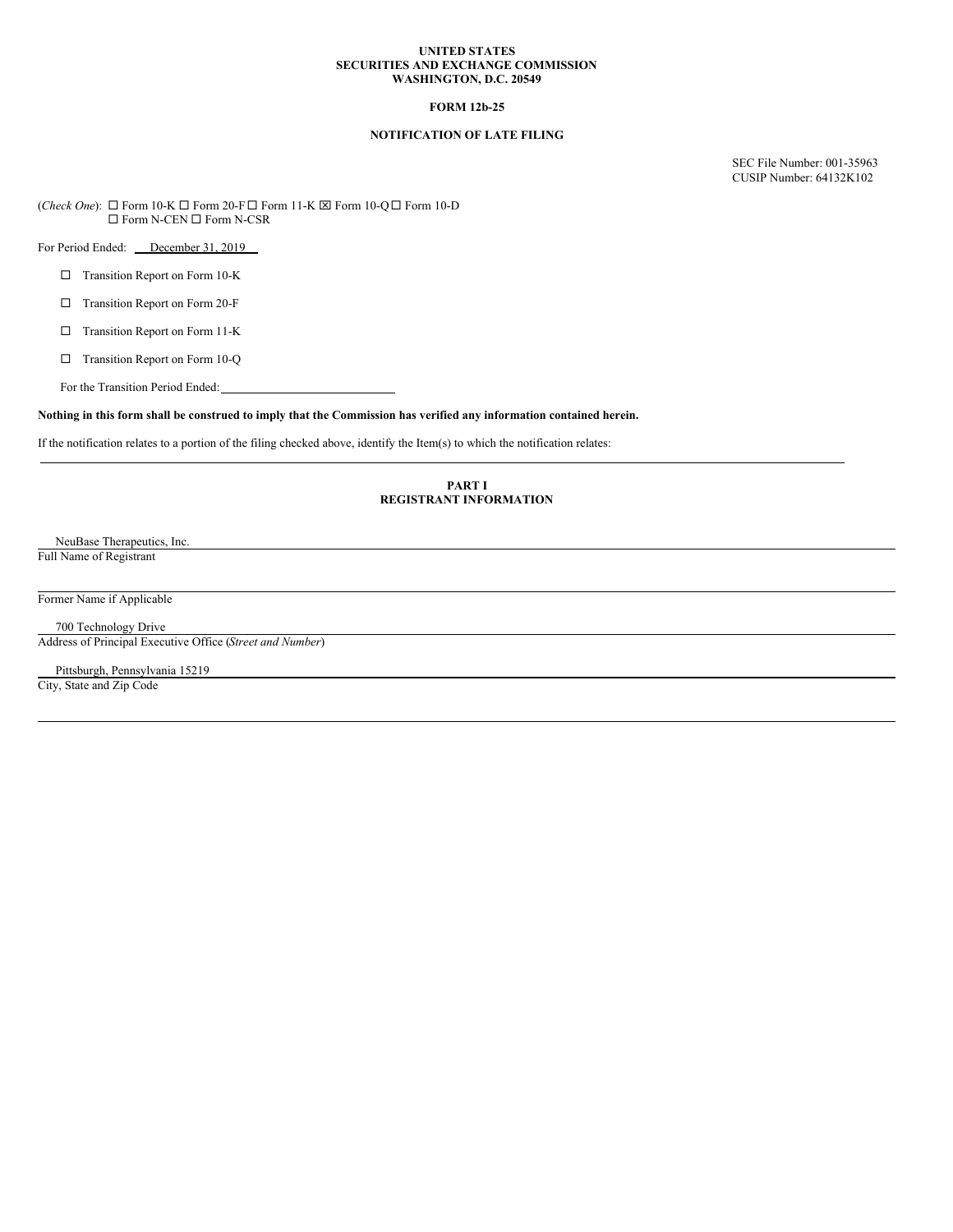**UNITED STATES**
**SECURITIES AND EXCHANGE COMMISSION**
**WASHINGTON, D.C. 20549**

**FORM 12b-25**

**NOTIFICATION OF LATE FILING**

SEC File Number: 001-35963
CUSIP Number: 64132K102

(*Check One*): ☐ Form 10-K ☐ Form 20-F ☐ Form 11-K ☒ Form 10-Q ☐ Form 10-D
☐ Form N-CEN ☐ Form N-CSR

For Period Ended: December 31, 2019

☐ Transition Report on Form 10-K

☐ Transition Report on Form 20-F

☐ Transition Report on Form 11-K

☐ Transition Report on Form 10-Q

For the Transition Period Ended: \_\_\_\_\_\_\_\_\_\_\_\_\_\_\_\_\_\_\_\_\_\_\_\_

**Nothing in this form shall be construed to imply that the Commission has verified any information contained herein.**

If the notification relates to a portion of the filing checked above, identify the Item(s) to which the notification relates:

## PART I
## REGISTRANT INFORMATION

NeuBase Therapeutics, Inc.
Full Name of Registrant

Former Name if Applicable

700 Technology Drive
Address of Principal Executive Office (*Street and Number*)

Pittsburgh, Pennsylvania 15219
City, State and Zip Code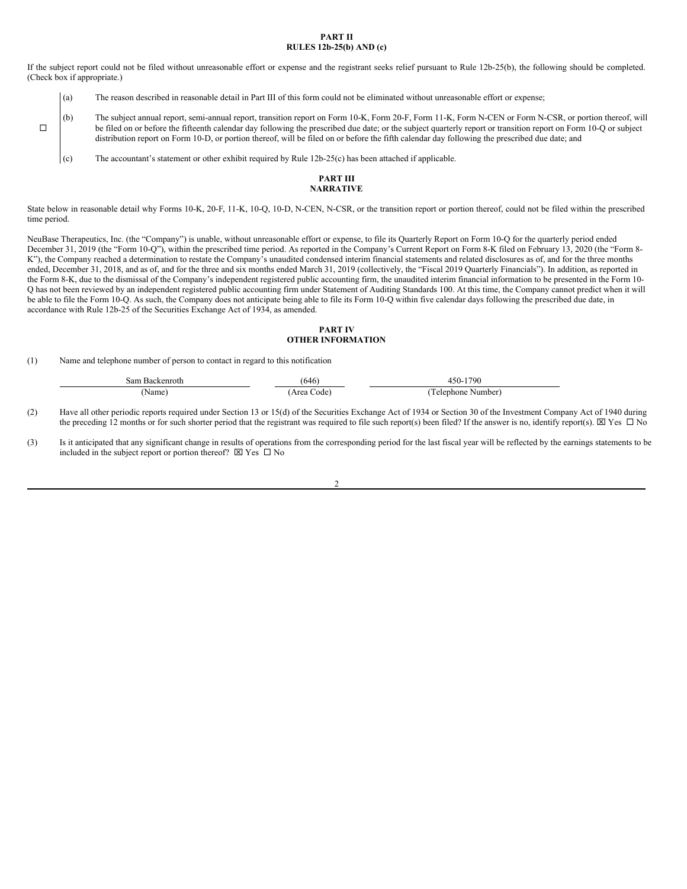**PART II**
**RULES 12b-25(b) AND (c)**

If the subject report could not be filed without unreasonable effort or expense and the registrant seeks relief pursuant to Rule 12b-25(b), the following should be completed. (Check box if appropriate.)

☐

(a) The reason described in reasonable detail in Part III of this form could not be eliminated without unreasonable effort or expense;

(b) The subject annual report, semi-annual report, transition report on Form 10-K, Form 20-F, Form 11-K, Form N-CEN or Form N-CSR, or portion thereof, will be filed on or before the fifteenth calendar day following the prescribed due date; or the subject quarterly report or transition report on Form 10-Q or subject distribution report on Form 10-D, or portion thereof, will be filed on or before the fifth calendar day following the prescribed due date; and

(c) The accountant's statement or other exhibit required by Rule 12b-25(c) has been attached if applicable.

**PART III**
**NARRATIVE**

State below in reasonable detail why Forms 10-K, 20-F, 11-K, 10-Q, 10-D, N-CEN, N-CSR, or the transition report or portion thereof, could not be filed within the prescribed time period.

NeuBase Therapeutics, Inc. (the "Company") is unable, without unreasonable effort or expense, to file its Quarterly Report on Form 10-Q for the quarterly period ended December 31, 2019 (the "Form 10-Q"), within the prescribed time period. As reported in the Company's Current Report on Form 8-K filed on February 13, 2020 (the "Form 8-K"), the Company reached a determination to restate the Company's unaudited condensed interim financial statements and related disclosures as of, and for the three months ended, December 31, 2018, and as of, and for the three and six months ended March 31, 2019 (collectively, the "Fiscal 2019 Quarterly Financials"). In addition, as reported in the Form 8-K, due to the dismissal of the Company's independent registered public accounting firm, the unaudited interim financial information to be presented in the Form 10-Q has not been reviewed by an independent registered public accounting firm under Statement of Auditing Standards 100. At this time, the Company cannot predict when it will be able to file the Form 10-Q. As such, the Company does not anticipate being able to file its Form 10-Q within five calendar days following the prescribed due date, in accordance with Rule 12b-25 of the Securities Exchange Act of 1934, as amended.

**PART IV**
**OTHER INFORMATION**

(1) Name and telephone number of person to contact in regard to this notification

| Sam Backenroth | (646) | 450-1790 |
|---|---|---|
| (Name) | (Area Code) | (Telephone Number) |

(2) Have all other periodic reports required under Section 13 or 15(d) of the Securities Exchange Act of 1934 or Section 30 of the Investment Company Act of 1940 during the preceding 12 months or for such shorter period that the registrant was required to file such report(s) been filed? If the answer is no, identify report(s). ☒ Yes ☐ No

(3) Is it anticipated that any significant change in results of operations from the corresponding period for the last fiscal year will be reflected by the earnings statements to be included in the subject report or portion thereof? ☒ Yes ☐ No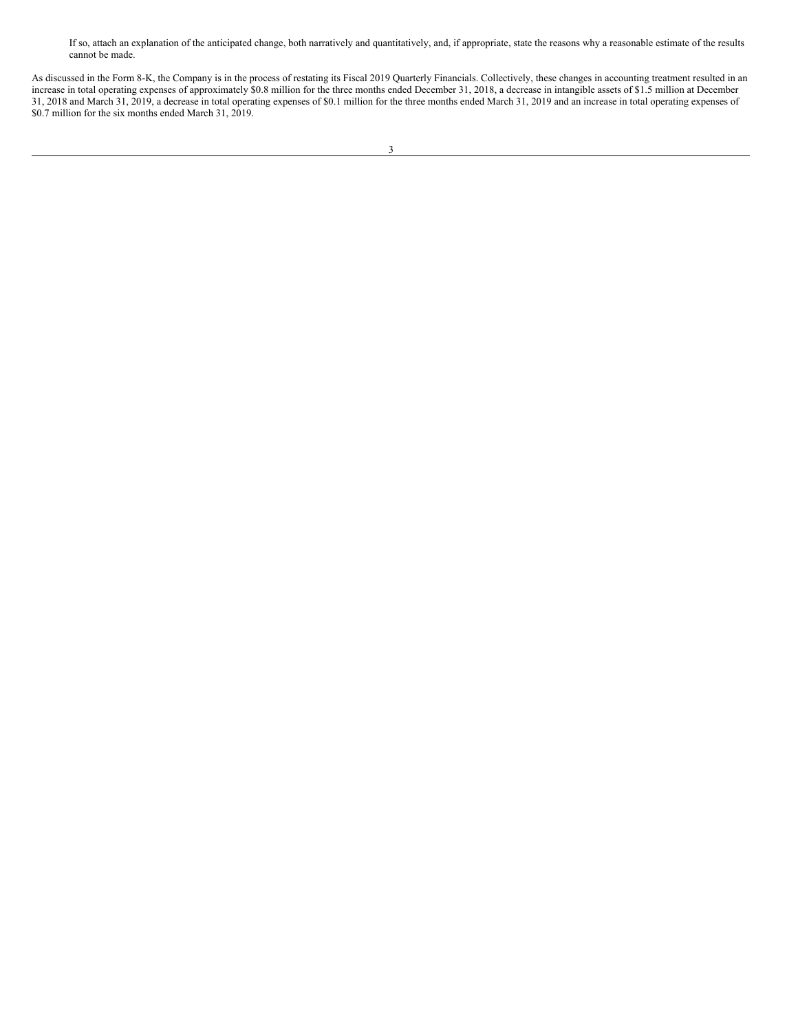If so, attach an explanation of the anticipated change, both narratively and quantitatively, and, if appropriate, state the reasons why a reasonable estimate of the results cannot be made.

As discussed in the Form 8-K, the Company is in the process of restating its Fiscal 2019 Quarterly Financials. Collectively, these changes in accounting treatment resulted in an increase in total operating expenses of approximately $0.8 million for the three months ended December 31, 2018, a decrease in intangible assets of $1.5 million at December 31, 2018 and March 31, 2019, a decrease in total operating expenses of $0.1 million for the three months ended March 31, 2019 and an increase in total operating expenses of $0.7 million for the six months ended March 31, 2019.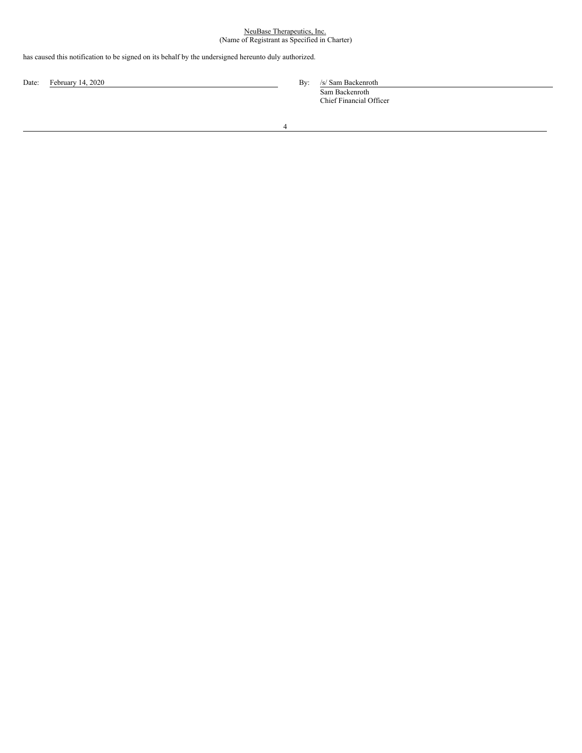NeuBase Therapeutics, Inc.
(Name of Registrant as Specified in Charter)

has caused this notification to be signed on its behalf by the undersigned hereunto duly authorized.

Date: February 14, 2020

By: /s/ Sam Backenroth
Sam Backenroth
Chief Financial Officer